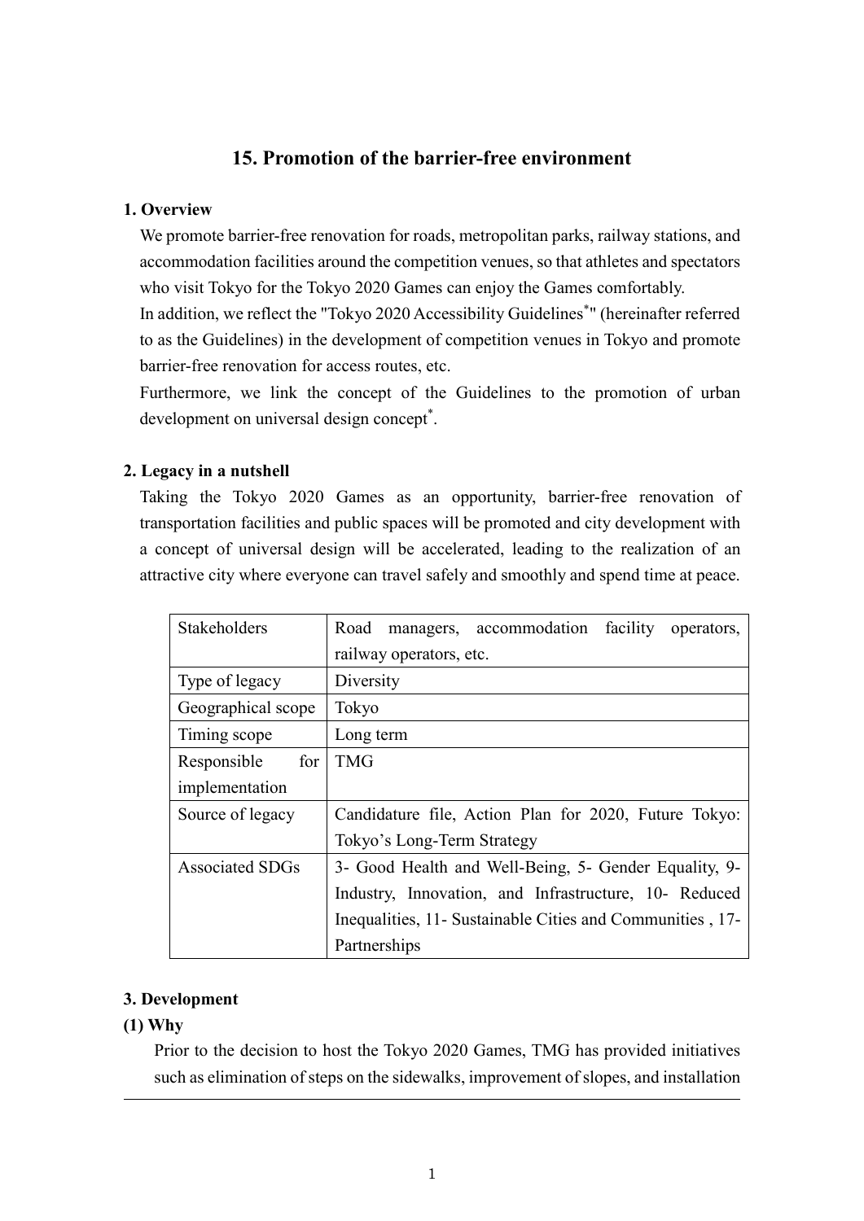# 15. Promotion of the barrier-free environment

## 1. Overview

We promote barrier-free renovation for roads, metropolitan parks, railway stations, and accommodation facilities around the competition venues, so that athletes and spectators who visit Tokyo for the Tokyo 2020 Games can enjoy the Games comfortably.

In addition, we reflect the "Tokyo 2020 Accessibility Guidelines*" (hereinafter referred to as the Guidelines) in the development of competition venues in Tokyo and promote barrier-free renovation for access routes, etc.

Furthermore, we link the concept of the Guidelines to the promotion of urban development on universal design concept*.

## 2. Legacy in a nutshell

Taking the Tokyo 2020 Games as an opportunity, barrier-free renovation of transportation facilities and public spaces will be promoted and city development with a concept of universal design will be accelerated, leading to the realization of an attractive city where everyone can travel safely and smoothly and spend time at peace.

| Stakeholders | Road managers, accommodation facility operators, railway operators, etc. |
|---|---|
| Type of legacy | Diversity |
| Geographical scope | Tokyo |
| Timing scope | Long term |
| Responsible for implementation | TMG |
| Source of legacy | Candidature file, Action Plan for 2020, Future Tokyo: Tokyo's Long-Term Strategy |
| Associated SDGs | 3- Good Health and Well-Being, 5- Gender Equality, 9- Industry, Innovation, and Infrastructure, 10- Reduced Inequalities, 11- Sustainable Cities and Communities , 17- Partnerships |

## 3. Development

### (1) Why

Prior to the decision to host the Tokyo 2020 Games, TMG has provided initiatives such as elimination of steps on the sidewalks, improvement of slopes, and installation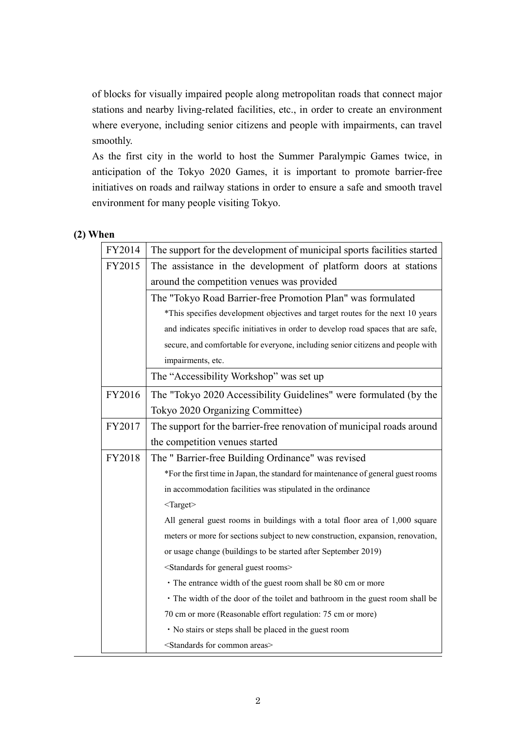of blocks for visually impaired people along metropolitan roads that connect major stations and nearby living-related facilities, etc., in order to create an environment where everyone, including senior citizens and people with impairments, can travel smoothly.

As the first city in the world to host the Summer Paralympic Games twice, in anticipation of the Tokyo 2020 Games, it is important to promote barrier-free initiatives on roads and railway stations in order to ensure a safe and smooth travel environment for many people visiting Tokyo.

**(2) When**

| | |
|---|---|
| FY2014 | The support for the development of municipal sports facilities started |
| FY2015 | The assistance in the development of platform doors at stations around the competition venues was provided |
| | The "Tokyo Road Barrier-free Promotion Plan" was formulated<br>*This specifies development objectives and target routes for the next 10 years and indicates specific initiatives in order to develop road spaces that are safe, secure, and comfortable for everyone, including senior citizens and people with impairments, etc. |
| | The "Accessibility Workshop" was set up |
| FY2016 | The "Tokyo 2020 Accessibility Guidelines" were formulated (by the Tokyo 2020 Organizing Committee) |
| FY2017 | The support for the barrier-free renovation of municipal roads around the competition venues started |
| FY2018 | The " Barrier-free Building Ordinance" was revised<br>*For the first time in Japan, the standard for maintenance of general guest rooms in accommodation facilities was stipulated in the ordinance<br><Target><br>All general guest rooms in buildings with a total floor area of 1,000 square meters or more for sections subject to new construction, expansion, renovation, or usage change (buildings to be started after September 2019)<br><Standards for general guest rooms><br>・The entrance width of the guest room shall be 80 cm or more<br>・The width of the door of the toilet and bathroom in the guest room shall be 70 cm or more (Reasonable effort regulation: 75 cm or more)<br>・No stairs or steps shall be placed in the guest room<br><Standards for common areas> |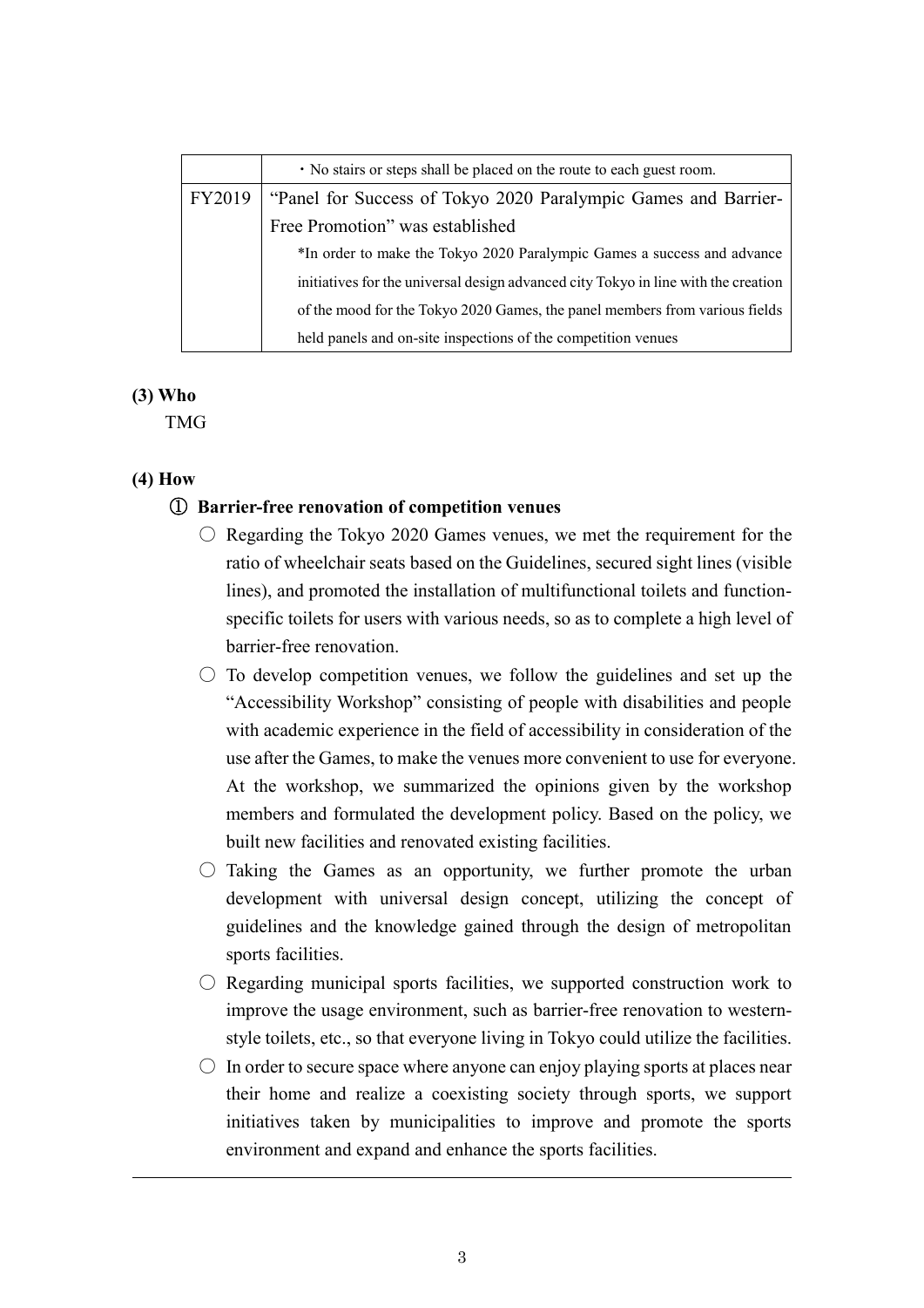|  |  |
|---|---|
|  | ・No stairs or steps shall be placed on the route to each guest room. |
| FY2019 | "Panel for Success of Tokyo 2020 Paralympic Games and Barrier-Free Promotion" was established<br>*In order to make the Tokyo 2020 Paralympic Games a success and advance initiatives for the universal design advanced city Tokyo in line with the creation of the mood for the Tokyo 2020 Games, the panel members from various fields held panels and on-site inspections of the competition venues |

**(3) Who**

TMG

**(4) How**

**① Barrier-free renovation of competition venues**

○ Regarding the Tokyo 2020 Games venues, we met the requirement for the ratio of wheelchair seats based on the Guidelines, secured sight lines (visible lines), and promoted the installation of multifunctional toilets and function-specific toilets for users with various needs, so as to complete a high level of barrier-free renovation.

○ To develop competition venues, we follow the guidelines and set up the "Accessibility Workshop" consisting of people with disabilities and people with academic experience in the field of accessibility in consideration of the use after the Games, to make the venues more convenient to use for everyone. At the workshop, we summarized the opinions given by the workshop members and formulated the development policy. Based on the policy, we built new facilities and renovated existing facilities.

○ Taking the Games as an opportunity, we further promote the urban development with universal design concept, utilizing the concept of guidelines and the knowledge gained through the design of metropolitan sports facilities.

○ Regarding municipal sports facilities, we supported construction work to improve the usage environment, such as barrier-free renovation to western-style toilets, etc., so that everyone living in Tokyo could utilize the facilities.

○ In order to secure space where anyone can enjoy playing sports at places near their home and realize a coexisting society through sports, we support initiatives taken by municipalities to improve and promote the sports environment and expand and enhance the sports facilities.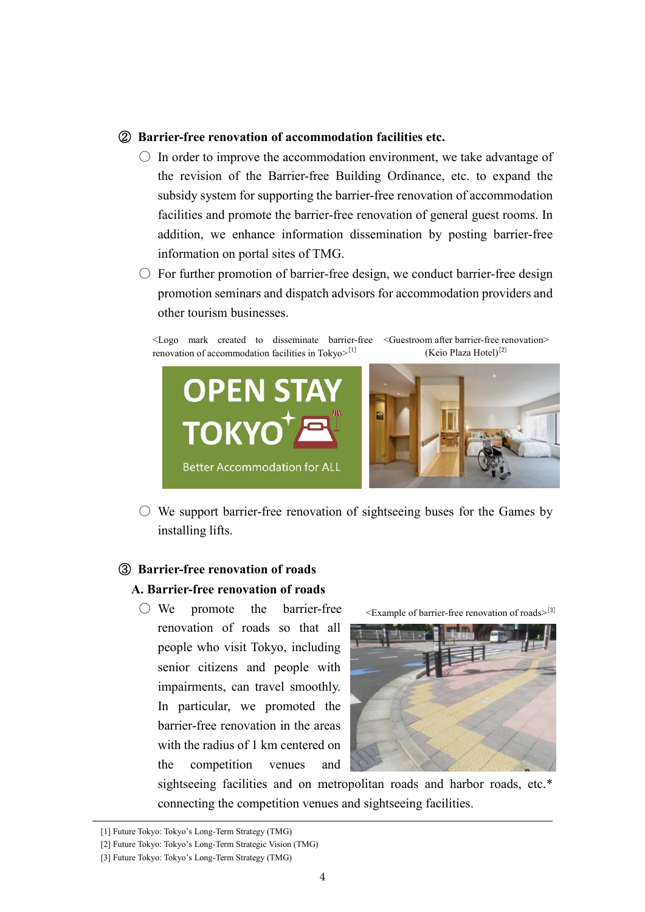### ② Barrier-free renovation of accommodation facilities etc.

- ○ In order to improve the accommodation environment, we take advantage of the revision of the Barrier-free Building Ordinance, etc. to expand the subsidy system for supporting the barrier-free renovation of accommodation facilities and promote the barrier-free renovation of general guest rooms. In addition, we enhance information dissemination by posting barrier-free information on portal sites of TMG.
- ○ For further promotion of barrier-free design, we conduct barrier-free design promotion seminars and dispatch advisors for accommodation providers and other tourism businesses.

<Logo mark created to disseminate barrier-free renovation of accommodation facilities in Tokyo>[1]

<Guestroom after barrier-free renovation> (Keio Plaza Hotel)[2]

- ○ We support barrier-free renovation of sightseeing buses for the Games by installing lifts.

### ③ Barrier-free renovation of roads

#### A. Barrier-free renovation of roads

- ○ We promote the barrier-free renovation of roads so that all people who visit Tokyo, including senior citizens and people with impairments, can travel smoothly. In particular, we promoted the barrier-free renovation in the areas with the radius of 1 km centered on the competition venues and sightseeing facilities and on metropolitan roads and harbor roads, etc.* connecting the competition venues and sightseeing facilities.

<Example of barrier-free renovation of roads>[3]

---

[1] Future Tokyo: Tokyo's Long-Term Strategy (TMG)
[2] Future Tokyo: Tokyo's Long-Term Strategic Vision (TMG)
[3] Future Tokyo: Tokyo's Long-Term Strategy (TMG)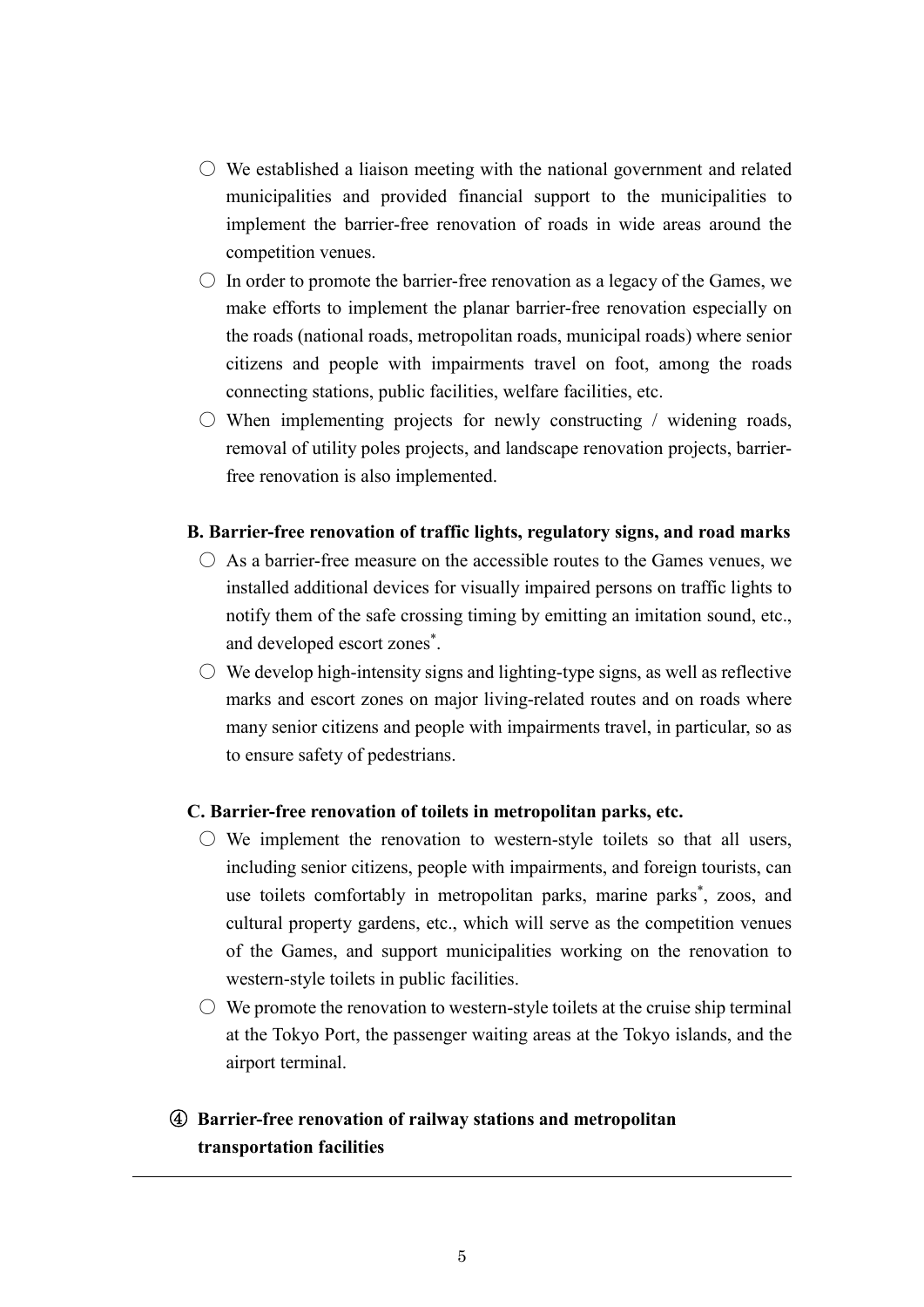- ○ We established a liaison meeting with the national government and related municipalities and provided financial support to the municipalities to implement the barrier-free renovation of roads in wide areas around the competition venues.
- ○ In order to promote the barrier-free renovation as a legacy of the Games, we make efforts to implement the planar barrier-free renovation especially on the roads (national roads, metropolitan roads, municipal roads) where senior citizens and people with impairments travel on foot, among the roads connecting stations, public facilities, welfare facilities, etc.
- ○ When implementing projects for newly constructing / widening roads, removal of utility poles projects, and landscape renovation projects, barrier-free renovation is also implemented.

**B. Barrier-free renovation of traffic lights, regulatory signs, and road marks**

- ○ As a barrier-free measure on the accessible routes to the Games venues, we installed additional devices for visually impaired persons on traffic lights to notify them of the safe crossing timing by emitting an imitation sound, etc., and developed escort zones*.
- ○ We develop high-intensity signs and lighting-type signs, as well as reflective marks and escort zones on major living-related routes and on roads where many senior citizens and people with impairments travel, in particular, so as to ensure safety of pedestrians.

**C. Barrier-free renovation of toilets in metropolitan parks, etc.**

- ○ We implement the renovation to western-style toilets so that all users, including senior citizens, people with impairments, and foreign tourists, can use toilets comfortably in metropolitan parks, marine parks*, zoos, and cultural property gardens, etc., which will serve as the competition venues of the Games, and support municipalities working on the renovation to western-style toilets in public facilities.
- ○ We promote the renovation to western-style toilets at the cruise ship terminal at the Tokyo Port, the passenger waiting areas at the Tokyo islands, and the airport terminal.

**④ Barrier-free renovation of railway stations and metropolitan transportation facilities**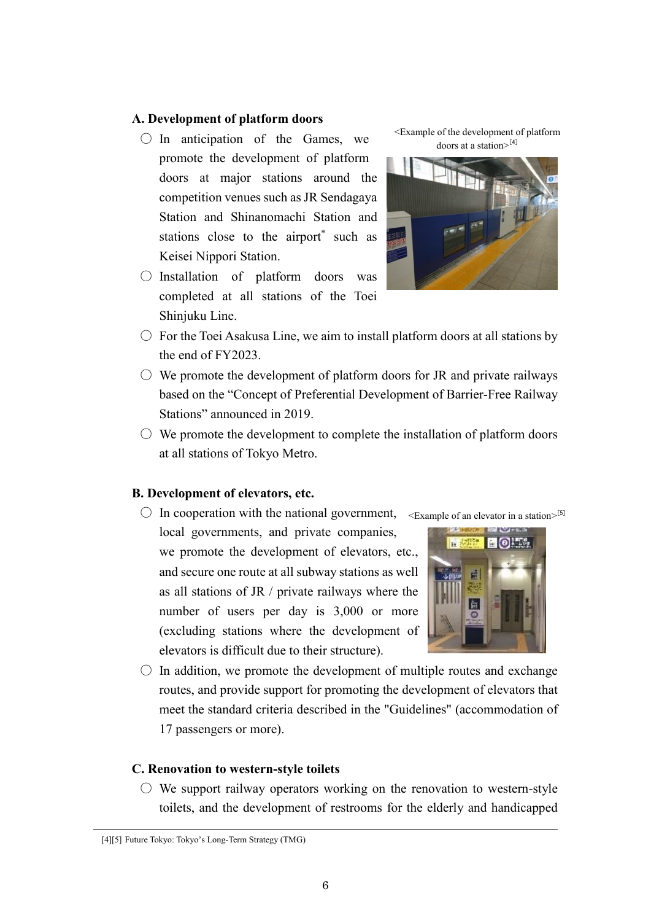### A. Development of platform doors

<Example of the development of platform doors at a station>[4]

- ○ In anticipation of the Games, we promote the development of platform doors at major stations around the competition venues such as JR Sendagaya Station and Shinanomachi Station and stations close to the airport* such as Keisei Nippori Station.
- ○ Installation of platform doors was completed at all stations of the Toei Shinjuku Line.
- ○ For the Toei Asakusa Line, we aim to install platform doors at all stations by the end of FY2023.
- ○ We promote the development of platform doors for JR and private railways based on the "Concept of Preferential Development of Barrier-Free Railway Stations" announced in 2019.
- ○ We promote the development to complete the installation of platform doors at all stations of Tokyo Metro.

### B. Development of elevators, etc.

<Example of an elevator in a station>[5]

- ○ In cooperation with the national government, local governments, and private companies, we promote the development of elevators, etc., and secure one route at all subway stations as well as all stations of JR / private railways where the number of users per day is 3,000 or more (excluding stations where the development of elevators is difficult due to their structure).
- ○ In addition, we promote the development of multiple routes and exchange routes, and provide support for promoting the development of elevators that meet the standard criteria described in the "Guidelines" (accommodation of 17 passengers or more).

### C. Renovation to western-style toilets

- ○ We support railway operators working on the renovation to western-style toilets, and the development of restrooms for the elderly and handicapped

---

[4][5] Future Tokyo: Tokyo's Long-Term Strategy (TMG)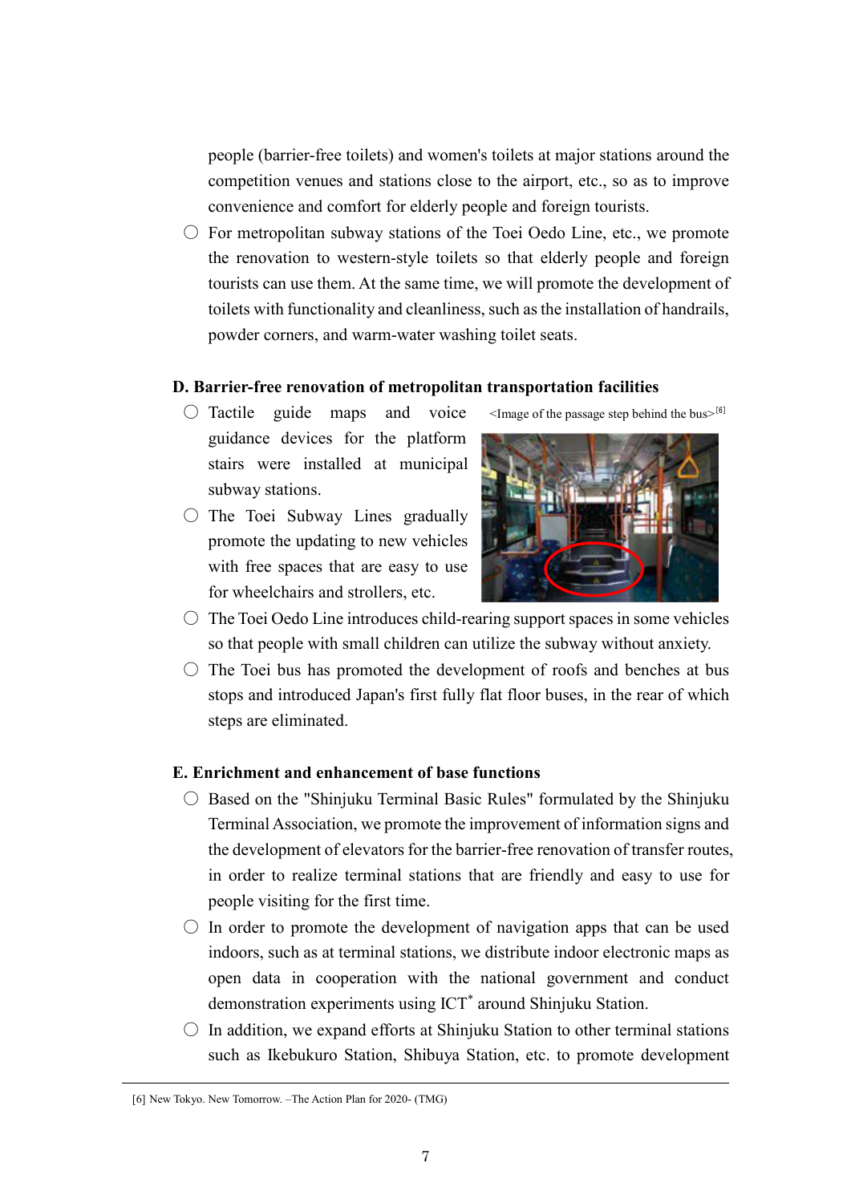people (barrier-free toilets) and women's toilets at major stations around the competition venues and stations close to the airport, etc., so as to improve convenience and comfort for elderly people and foreign tourists.

- For metropolitan subway stations of the Toei Oedo Line, etc., we promote the renovation to western-style toilets so that elderly people and foreign tourists can use them. At the same time, we will promote the development of toilets with functionality and cleanliness, such as the installation of handrails, powder corners, and warm-water washing toilet seats.

#### D. Barrier-free renovation of metropolitan transportation facilities

- Tactile guide maps and voice guidance devices for the platform stairs were installed at municipal subway stations.
- The Toei Subway Lines gradually promote the updating to new vehicles with free spaces that are easy to use for wheelchairs and strollers, etc.

<Image of the passage step behind the bus>[6]

- The Toei Oedo Line introduces child-rearing support spaces in some vehicles so that people with small children can utilize the subway without anxiety.
- The Toei bus has promoted the development of roofs and benches at bus stops and introduced Japan's first fully flat floor buses, in the rear of which steps are eliminated.

#### E. Enrichment and enhancement of base functions

- Based on the "Shinjuku Terminal Basic Rules" formulated by the Shinjuku Terminal Association, we promote the improvement of information signs and the development of elevators for the barrier-free renovation of transfer routes, in order to realize terminal stations that are friendly and easy to use for people visiting for the first time.
- In order to promote the development of navigation apps that can be used indoors, such as at terminal stations, we distribute indoor electronic maps as open data in cooperation with the national government and conduct demonstration experiments using ICT* around Shinjuku Station.
- In addition, we expand efforts at Shinjuku Station to other terminal stations such as Ikebukuro Station, Shibuya Station, etc. to promote development

[6] New Tokyo. New Tomorrow. –The Action Plan for 2020- (TMG)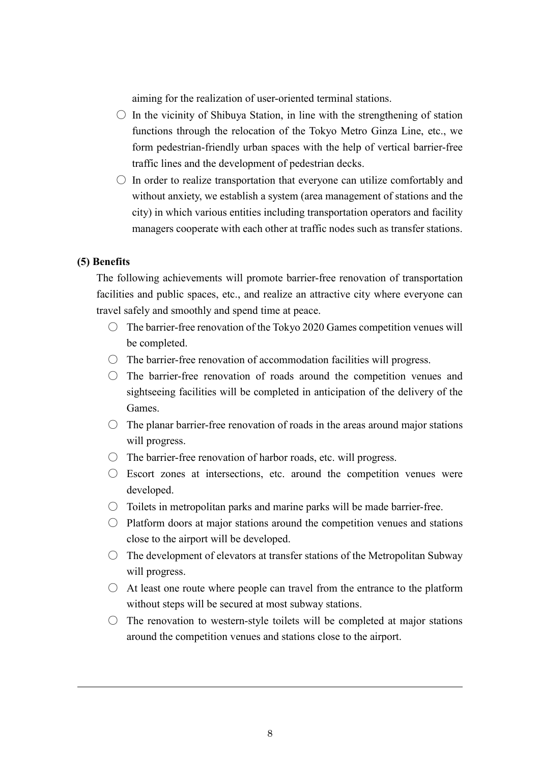aiming for the realization of user-oriented terminal stations.

○ In the vicinity of Shibuya Station, in line with the strengthening of station functions through the relocation of the Tokyo Metro Ginza Line, etc., we form pedestrian-friendly urban spaces with the help of vertical barrier-free traffic lines and the development of pedestrian decks.

○ In order to realize transportation that everyone can utilize comfortably and without anxiety, we establish a system (area management of stations and the city) in which various entities including transportation operators and facility managers cooperate with each other at traffic nodes such as transfer stations.

**(5) Benefits**

The following achievements will promote barrier-free renovation of transportation facilities and public spaces, etc., and realize an attractive city where everyone can travel safely and smoothly and spend time at peace.

○ The barrier-free renovation of the Tokyo 2020 Games competition venues will be completed.

○ The barrier-free renovation of accommodation facilities will progress.

○ The barrier-free renovation of roads around the competition venues and sightseeing facilities will be completed in anticipation of the delivery of the Games.

○ The planar barrier-free renovation of roads in the areas around major stations will progress.

○ The barrier-free renovation of harbor roads, etc. will progress.

○ Escort zones at intersections, etc. around the competition venues were developed.

○ Toilets in metropolitan parks and marine parks will be made barrier-free.

○ Platform doors at major stations around the competition venues and stations close to the airport will be developed.

○ The development of elevators at transfer stations of the Metropolitan Subway will progress.

○ At least one route where people can travel from the entrance to the platform without steps will be secured at most subway stations.

○ The renovation to western-style toilets will be completed at major stations around the competition venues and stations close to the airport.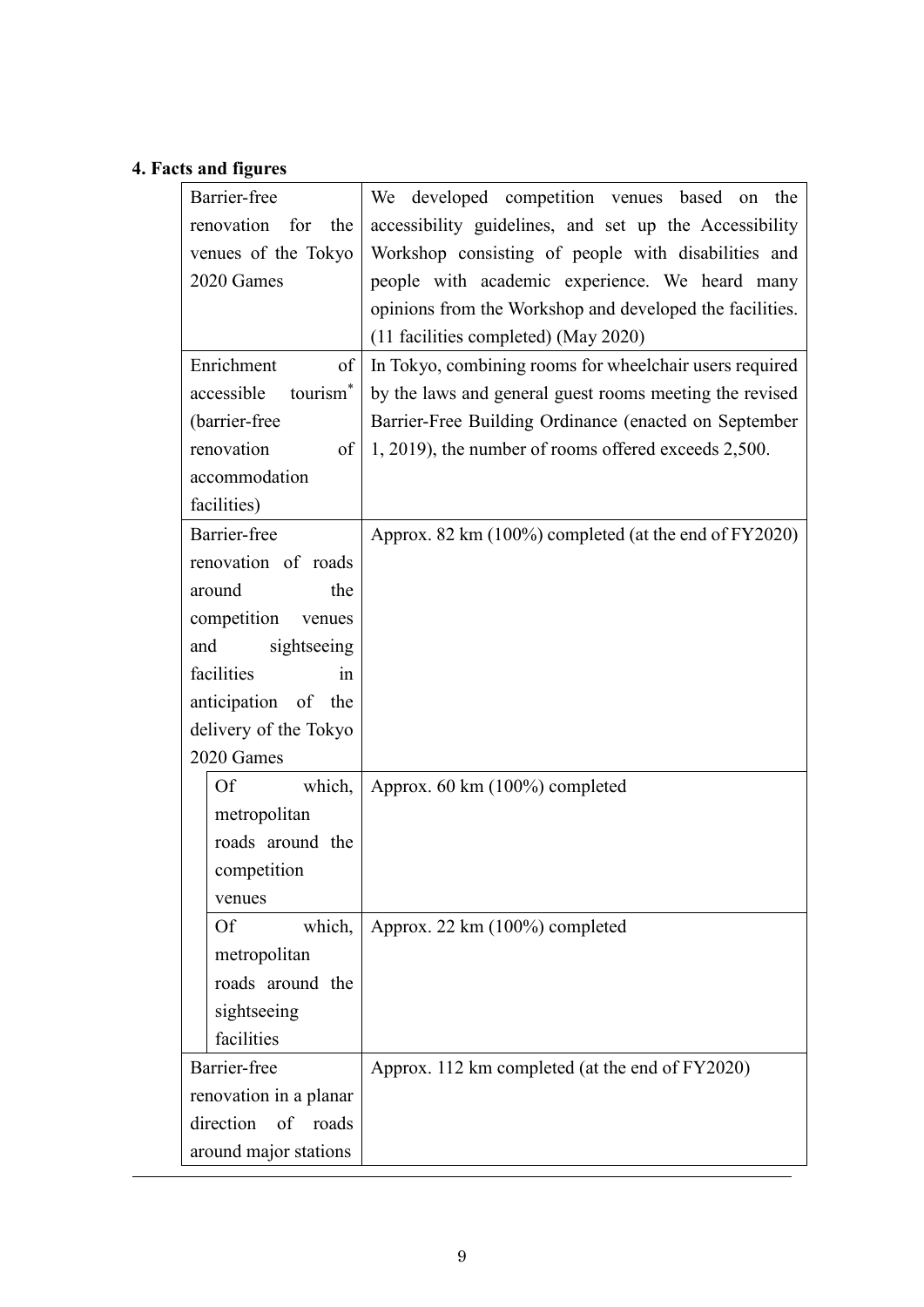## 4. Facts and figures

| | |
|---|---|
| Barrier-free renovation for the venues of the Tokyo 2020 Games | We developed competition venues based on the accessibility guidelines, and set up the Accessibility Workshop consisting of people with disabilities and people with academic experience. We heard many opinions from the Workshop and developed the facilities. (11 facilities completed) (May 2020) |
| Enrichment of accessible tourism* (barrier-free renovation of accommodation facilities) | In Tokyo, combining rooms for wheelchair users required by the laws and general guest rooms meeting the revised Barrier-Free Building Ordinance (enacted on September 1, 2019), the number of rooms offered exceeds 2,500. |
| Barrier-free renovation of roads around the competition venues and sightseeing facilities in anticipation of the delivery of the Tokyo 2020 Games | Approx. 82 km (100%) completed (at the end of FY2020) |
| Of which, metropolitan roads around the competition venues | Approx. 60 km (100%) completed |
| Of which, metropolitan roads around the sightseeing facilities | Approx. 22 km (100%) completed |
| Barrier-free renovation in a planar direction of roads around major stations | Approx. 112 km completed (at the end of FY2020) |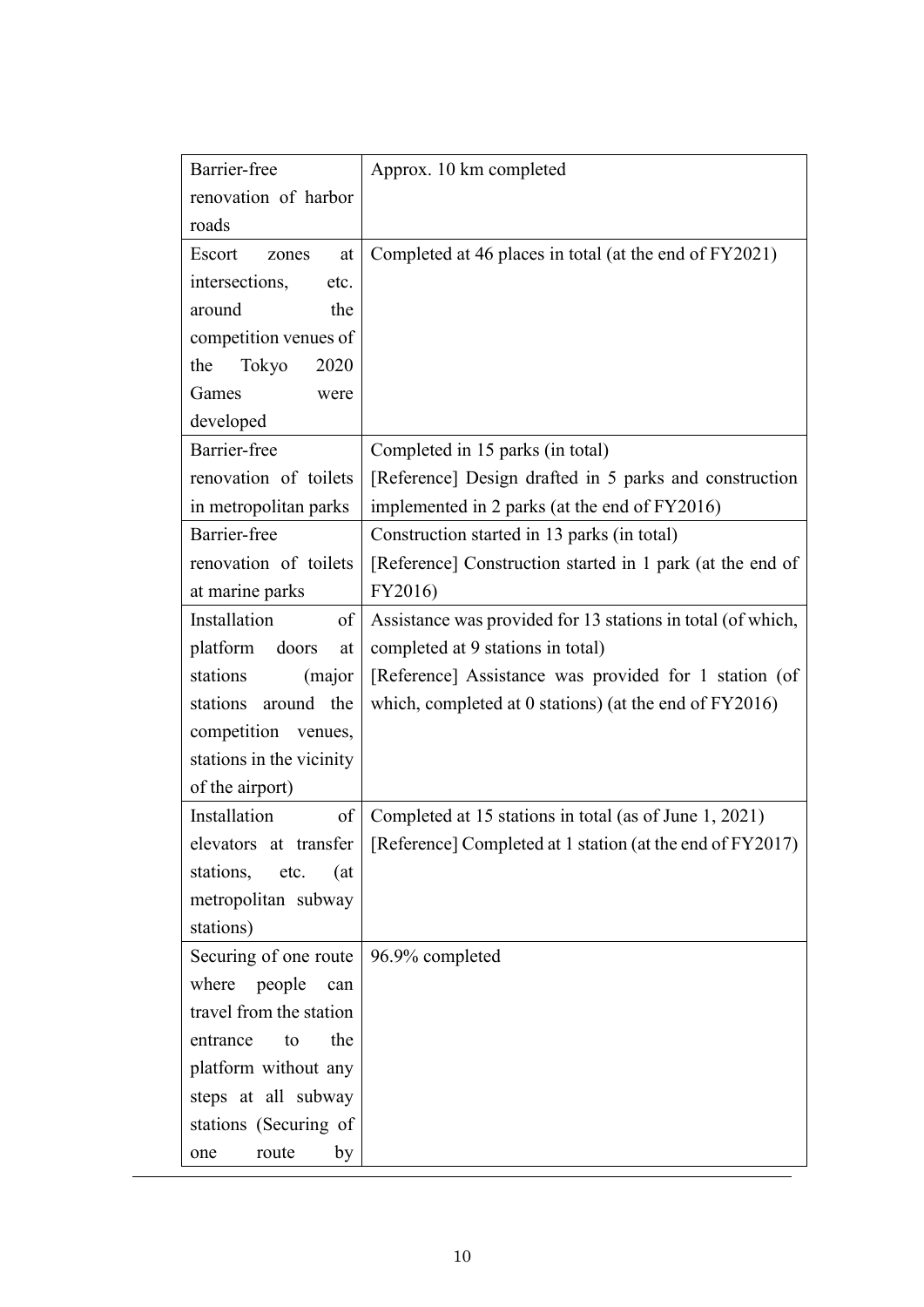| | |
|---|---|
| Barrier-free renovation of harbor roads | Approx. 10 km completed |
| Escort zones at intersections, etc. around the competition venues of the Tokyo 2020 Games were developed | Completed at 46 places in total (at the end of FY2021) |
| Barrier-free renovation of toilets in metropolitan parks | Completed in 15 parks (in total)<br>[Reference] Design drafted in 5 parks and construction implemented in 2 parks (at the end of FY2016) |
| Barrier-free renovation of toilets at marine parks | Construction started in 13 parks (in total)<br>[Reference] Construction started in 1 park (at the end of FY2016) |
| Installation of platform doors at stations (major stations around the competition venues, stations in the vicinity of the airport) | Assistance was provided for 13 stations in total (of which, completed at 9 stations in total)<br>[Reference] Assistance was provided for 1 station (of which, completed at 0 stations) (at the end of FY2016) |
| Installation of elevators at transfer stations, etc. (at metropolitan subway stations) | Completed at 15 stations in total (as of June 1, 2021)<br>[Reference] Completed at 1 station (at the end of FY2017) |
| Securing of one route where people can travel from the station entrance to the platform without any steps at all subway stations (Securing of one route by | 96.9% completed |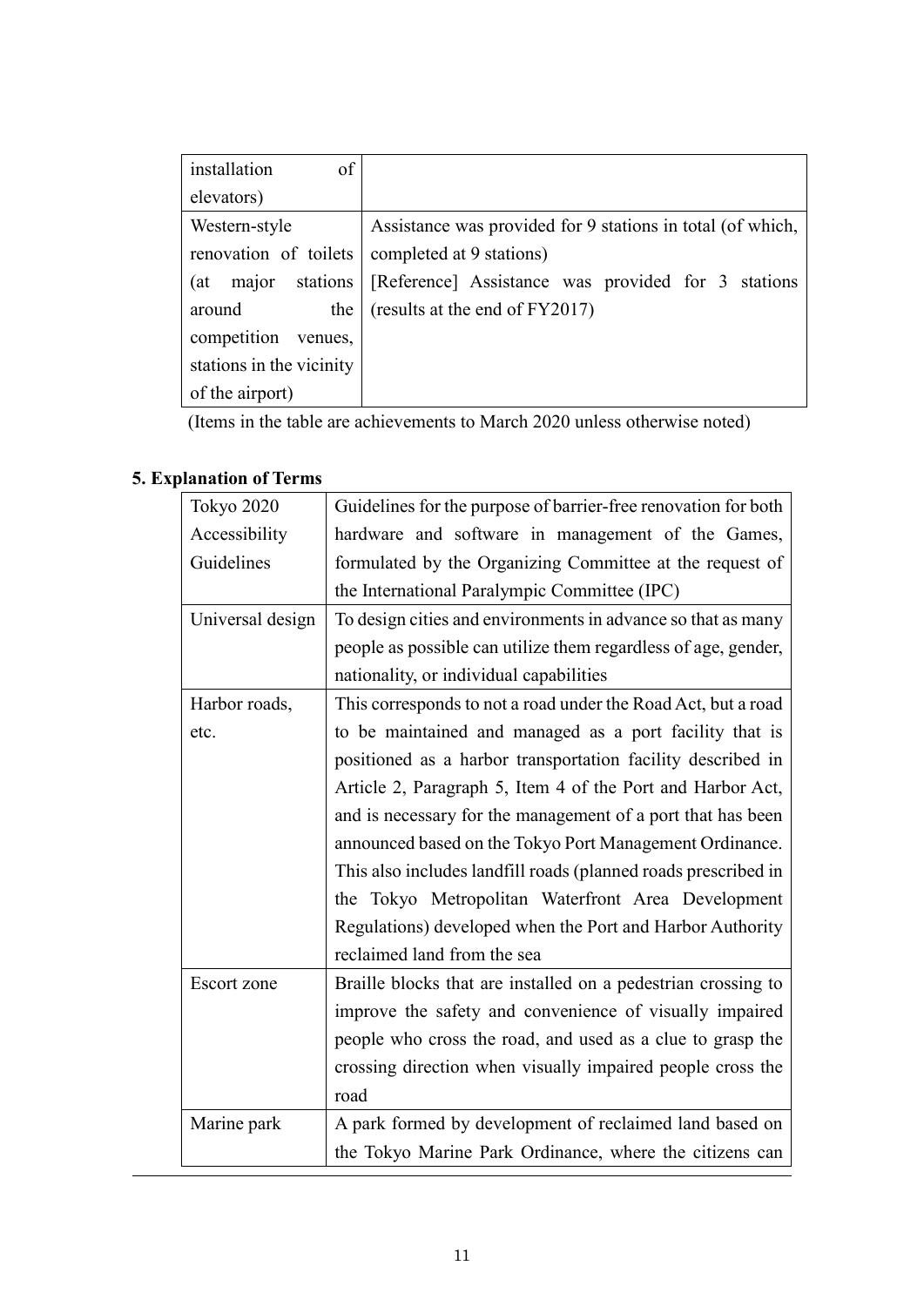| | |
|---|---|
| installation of elevators) | |
| Western-style renovation of toilets (at major stations around the competition venues, stations in the vicinity of the airport) | Assistance was provided for 9 stations in total (of which, completed at 9 stations)<br>[Reference] Assistance was provided for 3 stations (results at the end of FY2017) |

(Items in the table are achievements to March 2020 unless otherwise noted)

## 5. Explanation of Terms

| | |
|---|---|
| Tokyo 2020 Accessibility Guidelines | Guidelines for the purpose of barrier-free renovation for both hardware and software in management of the Games, formulated by the Organizing Committee at the request of the International Paralympic Committee (IPC) |
| Universal design | To design cities and environments in advance so that as many people as possible can utilize them regardless of age, gender, nationality, or individual capabilities |
| Harbor roads, etc. | This corresponds to not a road under the Road Act, but a road to be maintained and managed as a port facility that is positioned as a harbor transportation facility described in Article 2, Paragraph 5, Item 4 of the Port and Harbor Act, and is necessary for the management of a port that has been announced based on the Tokyo Port Management Ordinance. This also includes landfill roads (planned roads prescribed in the Tokyo Metropolitan Waterfront Area Development Regulations) developed when the Port and Harbor Authority reclaimed land from the sea |
| Escort zone | Braille blocks that are installed on a pedestrian crossing to improve the safety and convenience of visually impaired people who cross the road, and used as a clue to grasp the crossing direction when visually impaired people cross the road |
| Marine park | A park formed by development of reclaimed land based on the Tokyo Marine Park Ordinance, where the citizens can |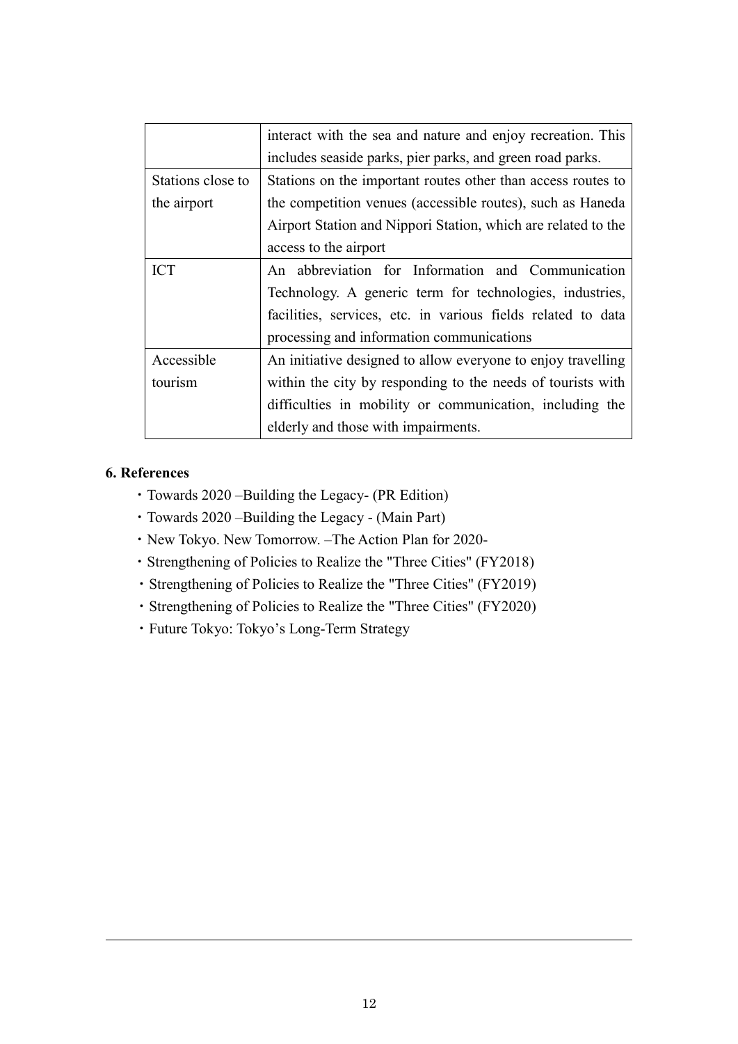| | |
|---|---|
| | interact with the sea and nature and enjoy recreation. This includes seaside parks, pier parks, and green road parks. |
| Stations close to the airport | Stations on the important routes other than access routes to the competition venues (accessible routes), such as Haneda Airport Station and Nippori Station, which are related to the access to the airport |
| ICT | An abbreviation for Information and Communication Technology. A generic term for technologies, industries, facilities, services, etc. in various fields related to data processing and information communications |
| Accessible tourism | An initiative designed to allow everyone to enjoy travelling within the city by responding to the needs of tourists with difficulties in mobility or communication, including the elderly and those with impairments. |

**6. References**

- Towards 2020 –Building the Legacy- (PR Edition)
- Towards 2020 –Building the Legacy - (Main Part)
- New Tokyo. New Tomorrow. –The Action Plan for 2020-
- Strengthening of Policies to Realize the "Three Cities" (FY2018)
- Strengthening of Policies to Realize the "Three Cities" (FY2019)
- Strengthening of Policies to Realize the "Three Cities" (FY2020)
- Future Tokyo: Tokyo's Long-Term Strategy